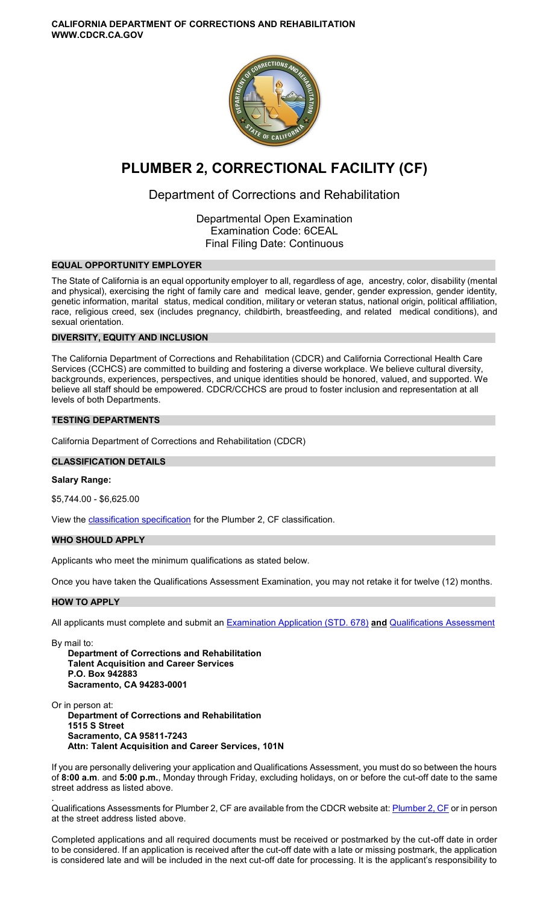**CALIFORNIA DEPARTMENT OF CORRECTIONS AND REHABILITATION**
**WWW.CDCR.CA.GOV**

# PLUMBER 2, CORRECTIONAL FACILITY (CF)

## Department of Corrections and Rehabilitation

Departmental Open Examination
Examination Code: 6CEAL
Final Filing Date: Continuous

### EQUAL OPPORTUNITY EMPLOYER

The State of California is an equal opportunity employer to all, regardless of age, ancestry, color, disability (mental and physical), exercising the right of family care and medical leave, gender, gender expression, gender identity, genetic information, marital status, medical condition, military or veteran status, national origin, political affiliation, race, religious creed, sex (includes pregnancy, childbirth, breastfeeding, and related medical conditions), and sexual orientation.

### DIVERSITY, EQUITY AND INCLUSION

The California Department of Corrections and Rehabilitation (CDCR) and California Correctional Health Care Services (CCHCS) are committed to building and fostering a diverse workplace. We believe cultural diversity, backgrounds, experiences, perspectives, and unique identities should be honored, valued, and supported. We believe all staff should be empowered. CDCR/CCHCS are proud to foster inclusion and representation at all levels of both Departments.

### TESTING DEPARTMENTS

California Department of Corrections and Rehabilitation (CDCR)

### CLASSIFICATION DETAILS

**Salary Range:**

$5,744.00 - $6,625.00

View the classification specification for the Plumber 2, CF classification.

### WHO SHOULD APPLY

Applicants who meet the minimum qualifications as stated below.

Once you have taken the Qualifications Assessment Examination, you may not retake it for twelve (12) months.

### HOW TO APPLY

All applicants must complete and submit an Examination Application (STD. 678) **and** Qualifications Assessment

By mail to:

**Department of Corrections and Rehabilitation**
**Talent Acquisition and Career Services**
**P.O. Box 942883**
**Sacramento, CA 94283-0001**

Or in person at:

**Department of Corrections and Rehabilitation**
**1515 S Street**
**Sacramento, CA 95811-7243**
**Attn: Talent Acquisition and Career Services, 101N**

If you are personally delivering your application and Qualifications Assessment, you must do so between the hours of **8:00 a.m**. and **5:00 p.m.**, Monday through Friday, excluding holidays, on or before the cut-off date to the same street address as listed above.

Qualifications Assessments for Plumber 2, CF are available from the CDCR website at: Plumber 2, CF or in person at the street address listed above.

Completed applications and all required documents must be received or postmarked by the cut-off date in order to be considered. If an application is received after the cut-off date with a late or missing postmark, the application is considered late and will be included in the next cut-off date for processing. It is the applicant's responsibility to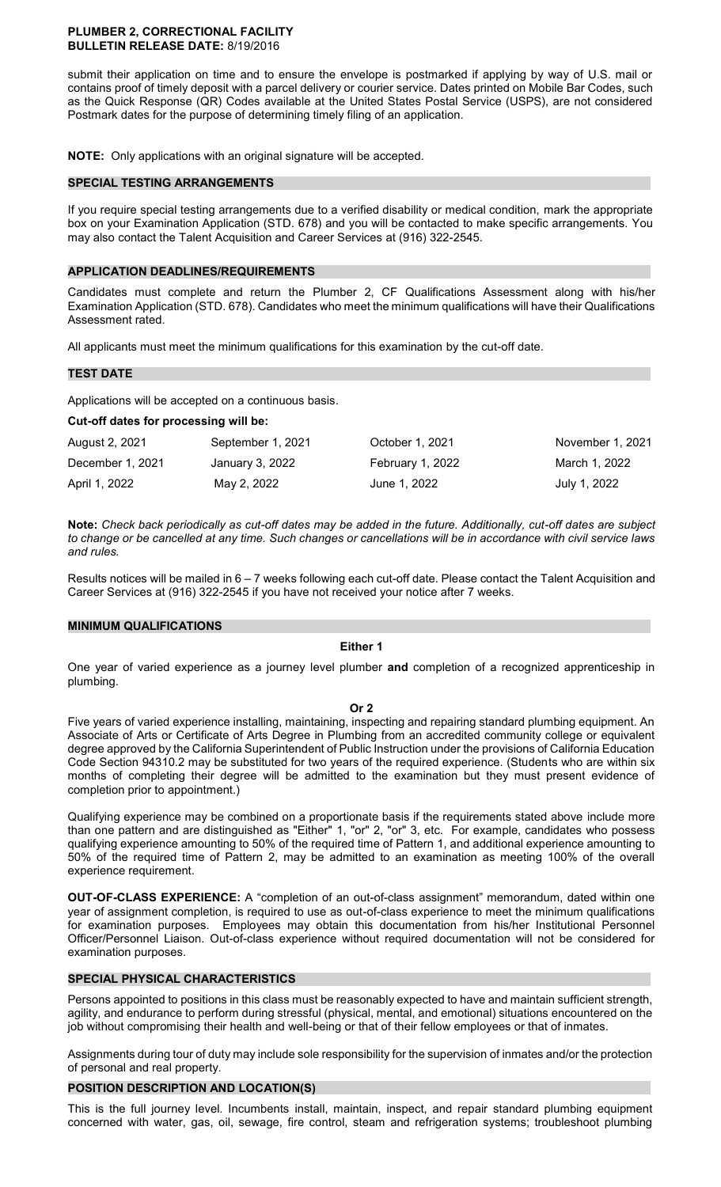submit their application on time and to ensure the envelope is postmarked if applying by way of U.S. mail or contains proof of timely deposit with a parcel delivery or courier service. Dates printed on Mobile Bar Codes, such as the Quick Response (QR) Codes available at the United States Postal Service (USPS), are not considered Postmark dates for the purpose of determining timely filing of an application.

**NOTE:** Only applications with an original signature will be accepted.

## SPECIAL TESTING ARRANGEMENTS

If you require special testing arrangements due to a verified disability or medical condition, mark the appropriate box on your Examination Application (STD. 678) and you will be contacted to make specific arrangements. You may also contact the Talent Acquisition and Career Services at (916) 322-2545.

## APPLICATION DEADLINES/REQUIREMENTS

Candidates must complete and return the Plumber 2, CF Qualifications Assessment along with his/her Examination Application (STD. 678). Candidates who meet the minimum qualifications will have their Qualifications Assessment rated.

All applicants must meet the minimum qualifications for this examination by the cut-off date.

## TEST DATE

Applications will be accepted on a continuous basis.

**Cut-off dates for processing will be:**

| | | | |
|---|---|---|---|
| August 2, 2021 | September 1, 2021 | October 1, 2021 | November 1, 2021 |
| December 1, 2021 | January 3, 2022 | February 1, 2022 | March 1, 2022 |
| April 1, 2022 | May 2, 2022 | June 1, 2022 | July 1, 2022 |

**Note:** *Check back periodically as cut-off dates may be added in the future. Additionally, cut-off dates are subject to change or be cancelled at any time. Such changes or cancellations will be in accordance with civil service laws and rules.*

Results notices will be mailed in 6 – 7 weeks following each cut-off date. Please contact the Talent Acquisition and Career Services at (916) 322-2545 if you have not received your notice after 7 weeks.

## MINIMUM QUALIFICATIONS

**Either 1**

One year of varied experience as a journey level plumber **and** completion of a recognized apprenticeship in plumbing.

**Or 2**

Five years of varied experience installing, maintaining, inspecting and repairing standard plumbing equipment. An Associate of Arts or Certificate of Arts Degree in Plumbing from an accredited community college or equivalent degree approved by the California Superintendent of Public Instruction under the provisions of California Education Code Section 94310.2 may be substituted for two years of the required experience. (Students who are within six months of completing their degree will be admitted to the examination but they must present evidence of completion prior to appointment.)

Qualifying experience may be combined on a proportionate basis if the requirements stated above include more than one pattern and are distinguished as "Either" 1, "or" 2, "or" 3, etc. For example, candidates who possess qualifying experience amounting to 50% of the required time of Pattern 1, and additional experience amounting to 50% of the required time of Pattern 2, may be admitted to an examination as meeting 100% of the overall experience requirement.

**OUT-OF-CLASS EXPERIENCE:** A "completion of an out-of-class assignment" memorandum, dated within one year of assignment completion, is required to use as out-of-class experience to meet the minimum qualifications for examination purposes. Employees may obtain this documentation from his/her Institutional Personnel Officer/Personnel Liaison. Out-of-class experience without required documentation will not be considered for examination purposes.

## SPECIAL PHYSICAL CHARACTERISTICS

Persons appointed to positions in this class must be reasonably expected to have and maintain sufficient strength, agility, and endurance to perform during stressful (physical, mental, and emotional) situations encountered on the job without compromising their health and well-being or that of their fellow employees or that of inmates.

Assignments during tour of duty may include sole responsibility for the supervision of inmates and/or the protection of personal and real property.

## POSITION DESCRIPTION AND LOCATION(S)

This is the full journey level. Incumbents install, maintain, inspect, and repair standard plumbing equipment concerned with water, gas, oil, sewage, fire control, steam and refrigeration systems; troubleshoot plumbing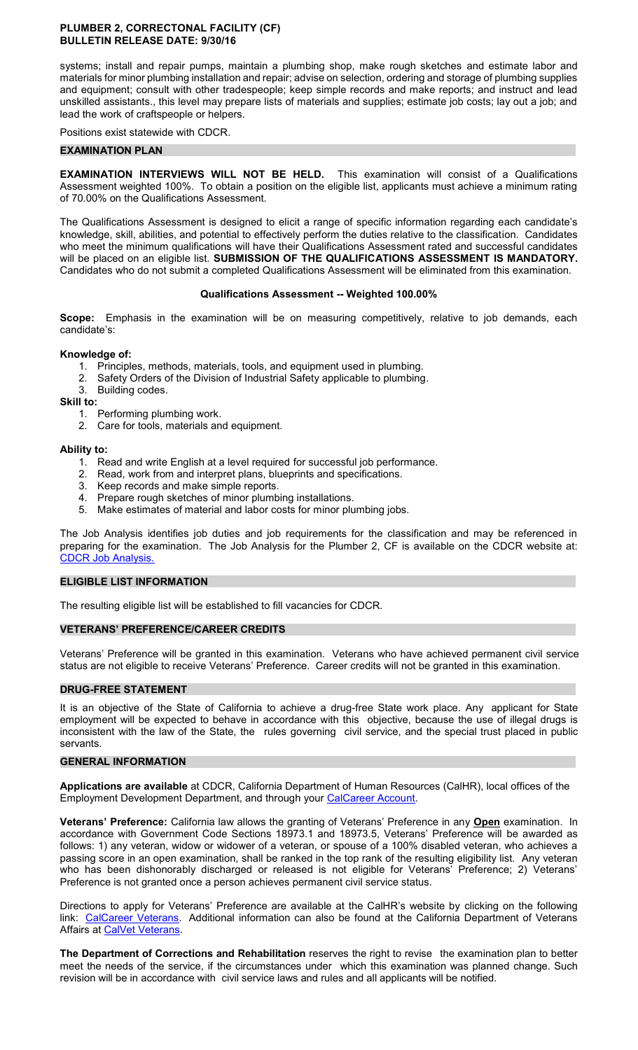systems; install and repair pumps, maintain a plumbing shop, make rough sketches and estimate labor and materials for minor plumbing installation and repair; advise on selection, ordering and storage of plumbing supplies and equipment; consult with other tradespeople; keep simple records and make reports; and instruct and lead unskilled assistants., this level may prepare lists of materials and supplies; estimate job costs; lay out a job; and lead the work of craftspeople or helpers.

Positions exist statewide with CDCR.

## EXAMINATION PLAN

**EXAMINATION INTERVIEWS WILL NOT BE HELD.** This examination will consist of a Qualifications Assessment weighted 100%. To obtain a position on the eligible list, applicants must achieve a minimum rating of 70.00% on the Qualifications Assessment.

The Qualifications Assessment is designed to elicit a range of specific information regarding each candidate's knowledge, skill, abilities, and potential to effectively perform the duties relative to the classification. Candidates who meet the minimum qualifications will have their Qualifications Assessment rated and successful candidates will be placed on an eligible list. **SUBMISSION OF THE QUALIFICATIONS ASSESSMENT IS MANDATORY.** Candidates who do not submit a completed Qualifications Assessment will be eliminated from this examination.

### Qualifications Assessment -- Weighted 100.00%

**Scope:** Emphasis in the examination will be on measuring competitively, relative to job demands, each candidate's:

**Knowledge of:**

1. Principles, methods, materials, tools, and equipment used in plumbing.
2. Safety Orders of the Division of Industrial Safety applicable to plumbing.
3. Building codes.

**Skill to:**

1. Performing plumbing work.
2. Care for tools, materials and equipment.

**Ability to:**

1. Read and write English at a level required for successful job performance.
2. Read, work from and interpret plans, blueprints and specifications.
3. Keep records and make simple reports.
4. Prepare rough sketches of minor plumbing installations.
5. Make estimates of material and labor costs for minor plumbing jobs.

The Job Analysis identifies job duties and job requirements for the classification and may be referenced in preparing for the examination. The Job Analysis for the Plumber 2, CF is available on the CDCR website at: CDCR Job Analysis.

## ELIGIBLE LIST INFORMATION

The resulting eligible list will be established to fill vacancies for CDCR.

## VETERANS' PREFERENCE/CAREER CREDITS

Veterans' Preference will be granted in this examination. Veterans who have achieved permanent civil service status are not eligible to receive Veterans' Preference. Career credits will not be granted in this examination.

## DRUG-FREE STATEMENT

It is an objective of the State of California to achieve a drug-free State work place. Any applicant for State employment will be expected to behave in accordance with this objective, because the use of illegal drugs is inconsistent with the law of the State, the rules governing civil service, and the special trust placed in public servants.

## GENERAL INFORMATION

**Applications are available** at CDCR, California Department of Human Resources (CalHR), local offices of the Employment Development Department, and through your CalCareer Account.

**Veterans' Preference:** California law allows the granting of Veterans' Preference in any **Open** examination. In accordance with Government Code Sections 18973.1 and 18973.5, Veterans' Preference will be awarded as follows: 1) any veteran, widow or widower of a veteran, or spouse of a 100% disabled veteran, who achieves a passing score in an open examination, shall be ranked in the top rank of the resulting eligibility list. Any veteran who has been dishonorably discharged or released is not eligible for Veterans' Preference; 2) Veterans' Preference is not granted once a person achieves permanent civil service status.

Directions to apply for Veterans' Preference are available at the CalHR's website by clicking on the following link: CalCareer Veterans. Additional information can also be found at the California Department of Veterans Affairs at CalVet Veterans.

**The Department of Corrections and Rehabilitation** reserves the right to revise the examination plan to better meet the needs of the service, if the circumstances under which this examination was planned change. Such revision will be in accordance with civil service laws and rules and all applicants will be notified.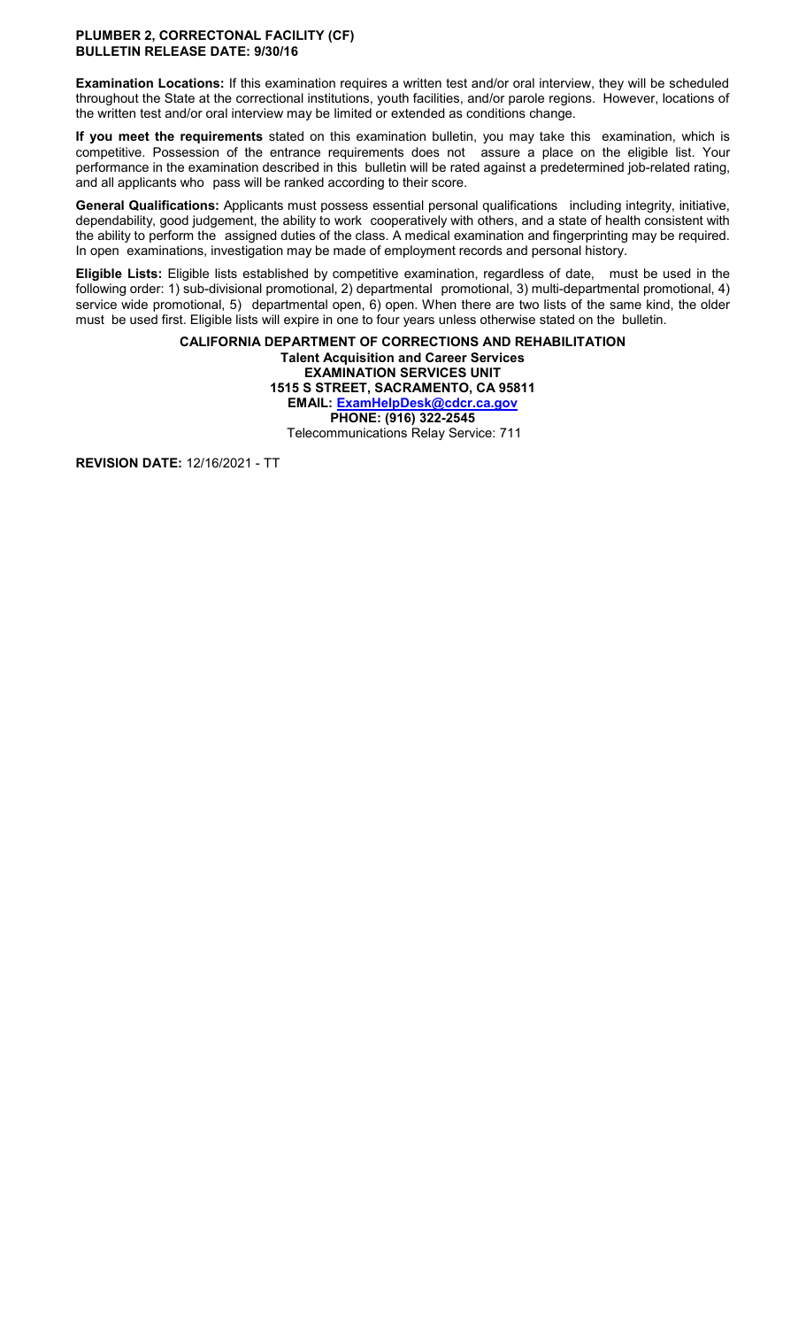**PLUMBER 2, CORRECTONAL FACILITY (CF)**
**BULLETIN RELEASE DATE: 9/30/16**

**Examination Locations:** If this examination requires a written test and/or oral interview, they will be scheduled throughout the State at the correctional institutions, youth facilities, and/or parole regions. However, locations of the written test and/or oral interview may be limited or extended as conditions change.

**If you meet the requirements** stated on this examination bulletin, you may take this examination, which is competitive. Possession of the entrance requirements does not assure a place on the eligible list. Your performance in the examination described in this bulletin will be rated against a predetermined job-related rating, and all applicants who pass will be ranked according to their score.

**General Qualifications:** Applicants must possess essential personal qualifications including integrity, initiative, dependability, good judgement, the ability to work cooperatively with others, and a state of health consistent with the ability to perform the assigned duties of the class. A medical examination and fingerprinting may be required. In open examinations, investigation may be made of employment records and personal history.

**Eligible Lists:** Eligible lists established by competitive examination, regardless of date, must be used in the following order: 1) sub-divisional promotional, 2) departmental promotional, 3) multi-departmental promotional, 4) service wide promotional, 5) departmental open, 6) open. When there are two lists of the same kind, the older must be used first. Eligible lists will expire in one to four years unless otherwise stated on the bulletin.

**CALIFORNIA DEPARTMENT OF CORRECTIONS AND REHABILITATION**
**Talent Acquisition and Career Services**
**EXAMINATION SERVICES UNIT**
**1515 S STREET, SACRAMENTO, CA 95811**
**EMAIL: ExamHelpDesk@cdcr.ca.gov**
**PHONE: (916) 322-2545**
Telecommunications Relay Service: 711

**REVISION DATE:** 12/16/2021 - TT